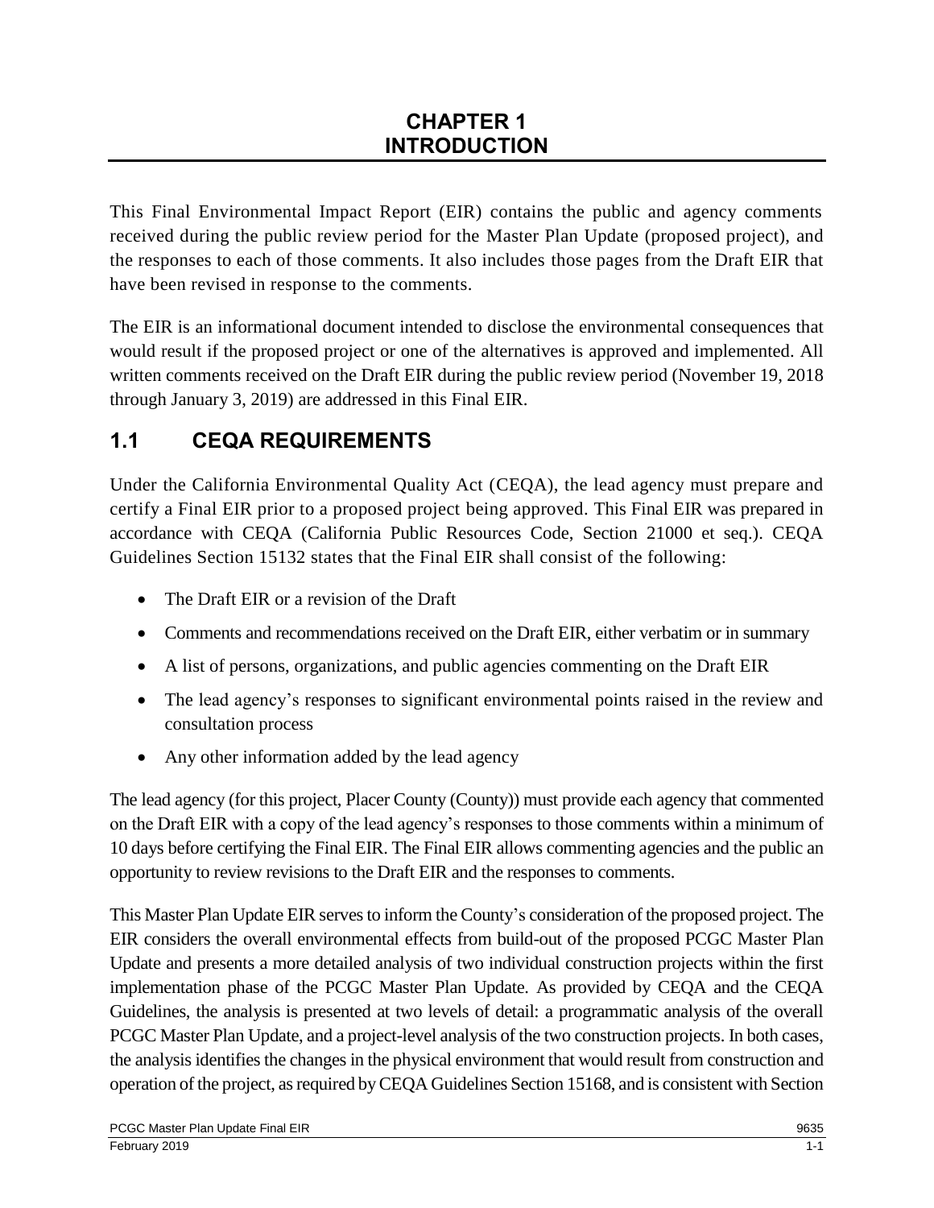# CHAPTER 1
# INTRODUCTION

This Final Environmental Impact Report (EIR) contains the public and agency comments received during the public review period for the Master Plan Update (proposed project), and the responses to each of those comments. It also includes those pages from the Draft EIR that have been revised in response to the comments.

The EIR is an informational document intended to disclose the environmental consequences that would result if the proposed project or one of the alternatives is approved and implemented. All written comments received on the Draft EIR during the public review period (November 19, 2018 through January 3, 2019) are addressed in this Final EIR.

## 1.1 CEQA REQUIREMENTS

Under the California Environmental Quality Act (CEQA), the lead agency must prepare and certify a Final EIR prior to a proposed project being approved. This Final EIR was prepared in accordance with CEQA (California Public Resources Code, Section 21000 et seq.). CEQA Guidelines Section 15132 states that the Final EIR shall consist of the following:

- The Draft EIR or a revision of the Draft
- Comments and recommendations received on the Draft EIR, either verbatim or in summary
- A list of persons, organizations, and public agencies commenting on the Draft EIR
- The lead agency's responses to significant environmental points raised in the review and consultation process
- Any other information added by the lead agency

The lead agency (for this project, Placer County (County)) must provide each agency that commented on the Draft EIR with a copy of the lead agency's responses to those comments within a minimum of 10 days before certifying the Final EIR. The Final EIR allows commenting agencies and the public an opportunity to review revisions to the Draft EIR and the responses to comments.

This Master Plan Update EIR serves to inform the County's consideration of the proposed project. The EIR considers the overall environmental effects from build-out of the proposed PCGC Master Plan Update and presents a more detailed analysis of two individual construction projects within the first implementation phase of the PCGC Master Plan Update. As provided by CEQA and the CEQA Guidelines, the analysis is presented at two levels of detail: a programmatic analysis of the overall PCGC Master Plan Update, and a project-level analysis of the two construction projects. In both cases, the analysis identifies the changes in the physical environment that would result from construction and operation of the project, as required by CEQA Guidelines Section 15168, and is consistent with Section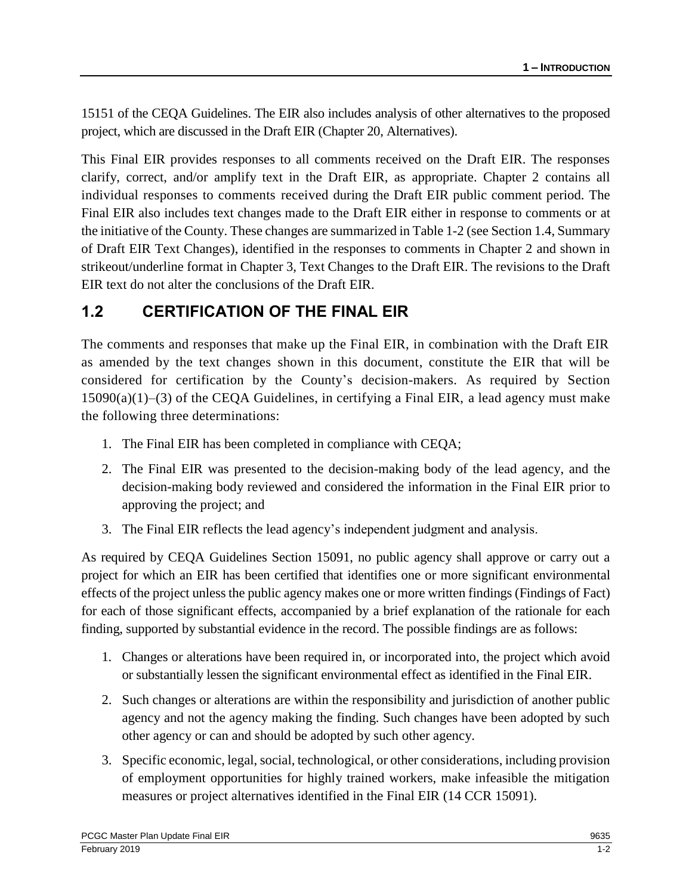15151 of the CEQA Guidelines. The EIR also includes analysis of other alternatives to the proposed project, which are discussed in the Draft EIR (Chapter 20, Alternatives).

This Final EIR provides responses to all comments received on the Draft EIR. The responses clarify, correct, and/or amplify text in the Draft EIR, as appropriate. Chapter 2 contains all individual responses to comments received during the Draft EIR public comment period. The Final EIR also includes text changes made to the Draft EIR either in response to comments or at the initiative of the County. These changes are summarized in Table 1-2 (see Section 1.4, Summary of Draft EIR Text Changes), identified in the responses to comments in Chapter 2 and shown in strikeout/underline format in Chapter 3, Text Changes to the Draft EIR. The revisions to the Draft EIR text do not alter the conclusions of the Draft EIR.

## 1.2 CERTIFICATION OF THE FINAL EIR

The comments and responses that make up the Final EIR, in combination with the Draft EIR as amended by the text changes shown in this document, constitute the EIR that will be considered for certification by the County's decision-makers. As required by Section 15090(a)(1)–(3) of the CEQA Guidelines, in certifying a Final EIR, a lead agency must make the following three determinations:

1. The Final EIR has been completed in compliance with CEQA;
2. The Final EIR was presented to the decision-making body of the lead agency, and the decision-making body reviewed and considered the information in the Final EIR prior to approving the project; and
3. The Final EIR reflects the lead agency's independent judgment and analysis.

As required by CEQA Guidelines Section 15091, no public agency shall approve or carry out a project for which an EIR has been certified that identifies one or more significant environmental effects of the project unless the public agency makes one or more written findings (Findings of Fact) for each of those significant effects, accompanied by a brief explanation of the rationale for each finding, supported by substantial evidence in the record. The possible findings are as follows:

1. Changes or alterations have been required in, or incorporated into, the project which avoid or substantially lessen the significant environmental effect as identified in the Final EIR.
2. Such changes or alterations are within the responsibility and jurisdiction of another public agency and not the agency making the finding. Such changes have been adopted by such other agency or can and should be adopted by such other agency.
3. Specific economic, legal, social, technological, or other considerations, including provision of employment opportunities for highly trained workers, make infeasible the mitigation measures or project alternatives identified in the Final EIR (14 CCR 15091).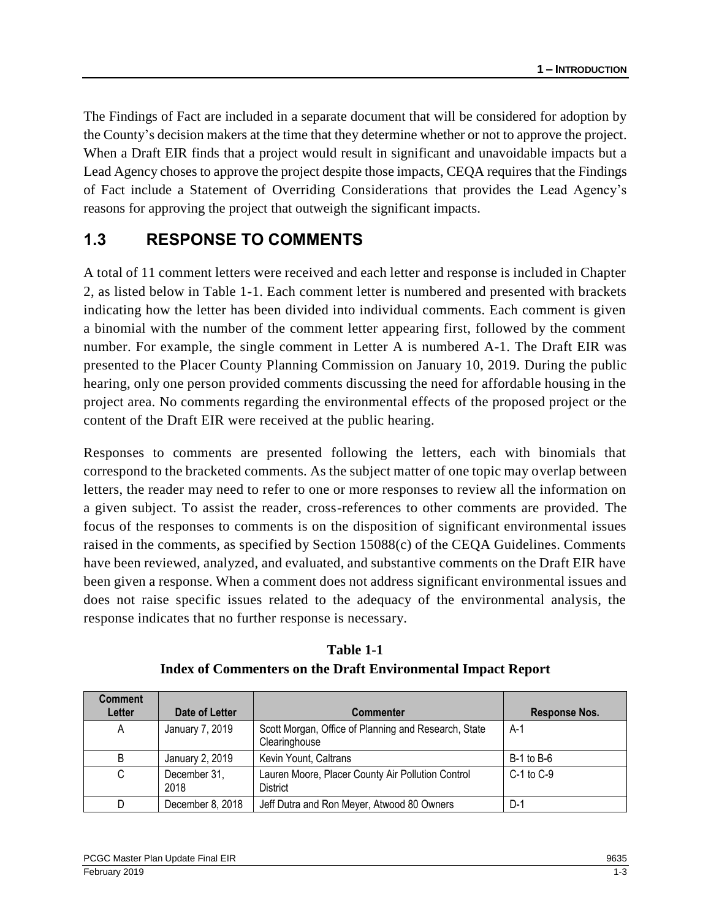The Findings of Fact are included in a separate document that will be considered for adoption by the County's decision makers at the time that they determine whether or not to approve the project. When a Draft EIR finds that a project would result in significant and unavoidable impacts but a Lead Agency choses to approve the project despite those impacts, CEQA requires that the Findings of Fact include a Statement of Overriding Considerations that provides the Lead Agency's reasons for approving the project that outweigh the significant impacts.

## 1.3 RESPONSE TO COMMENTS

A total of 11 comment letters were received and each letter and response is included in Chapter 2, as listed below in Table 1-1. Each comment letter is numbered and presented with brackets indicating how the letter has been divided into individual comments. Each comment is given a binomial with the number of the comment letter appearing first, followed by the comment number. For example, the single comment in Letter A is numbered A-1. The Draft EIR was presented to the Placer County Planning Commission on January 10, 2019. During the public hearing, only one person provided comments discussing the need for affordable housing in the project area. No comments regarding the environmental effects of the proposed project or the content of the Draft EIR were received at the public hearing.

Responses to comments are presented following the letters, each with binomials that correspond to the bracketed comments. As the subject matter of one topic may overlap between letters, the reader may need to refer to one or more responses to review all the information on a given subject. To assist the reader, cross-references to other comments are provided. The focus of the responses to comments is on the disposition of significant environmental issues raised in the comments, as specified by Section 15088(c) of the CEQA Guidelines. Comments have been reviewed, analyzed, and evaluated, and substantive comments on the Draft EIR have been given a response. When a comment does not address significant environmental issues and does not raise specific issues related to the adequacy of the environmental analysis, the response indicates that no further response is necessary.

**Table 1-1**
**Index of Commenters on the Draft Environmental Impact Report**

| Comment Letter | Date of Letter | Commenter | Response Nos. |
|---|---|---|---|
| A | January 7, 2019 | Scott Morgan, Office of Planning and Research, State Clearinghouse | A-1 |
| B | January 2, 2019 | Kevin Yount, Caltrans | B-1 to B-6 |
| C | December 31, 2018 | Lauren Moore, Placer County Air Pollution Control District | C-1 to C-9 |
| D | December 8, 2018 | Jeff Dutra and Ron Meyer, Atwood 80 Owners | D-1 |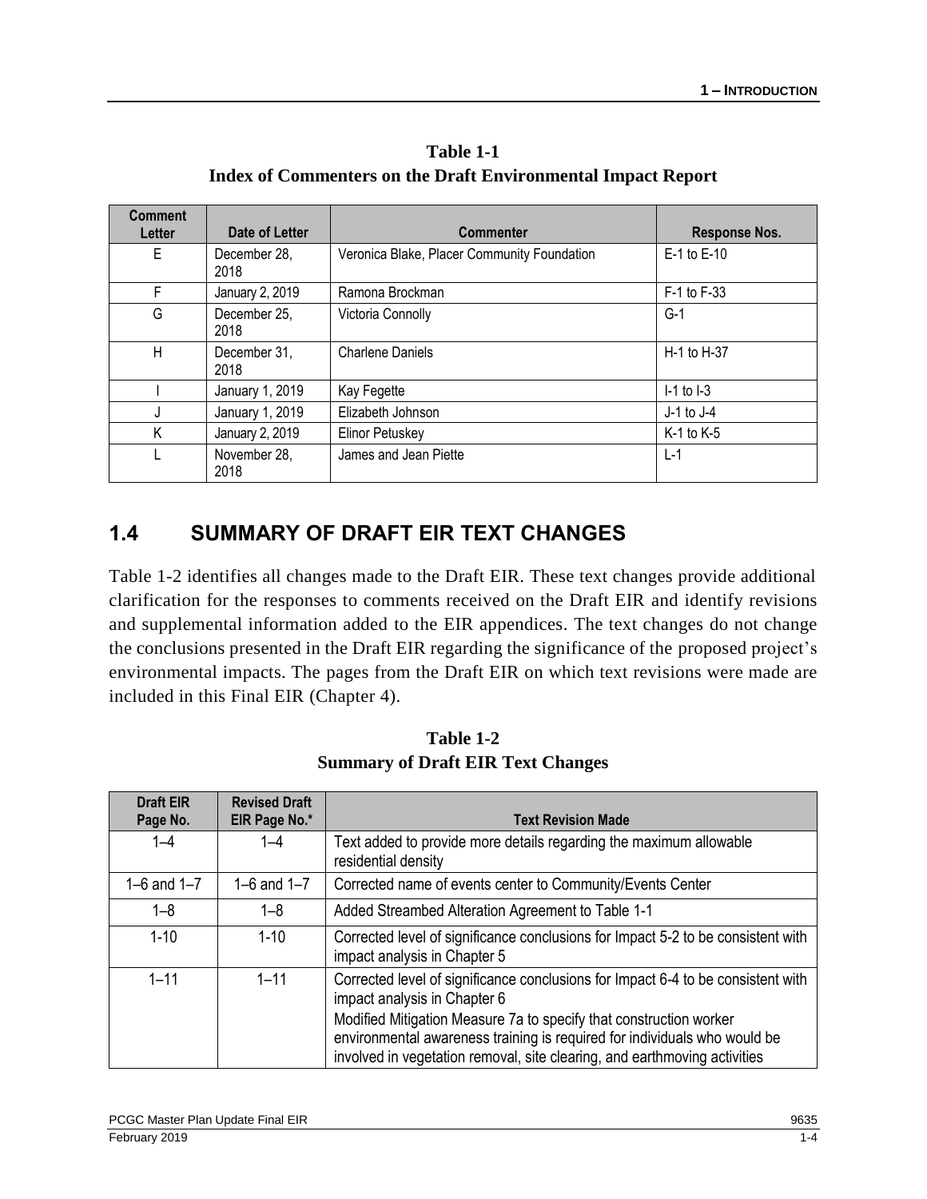**Table 1-1**
**Index of Commenters on the Draft Environmental Impact Report**

| Comment Letter | Date of Letter | Commenter | Response Nos. |
|---|---|---|---|
| E | December 28, 2018 | Veronica Blake, Placer Community Foundation | E-1 to E-10 |
| F | January 2, 2019 | Ramona Brockman | F-1 to F-33 |
| G | December 25, 2018 | Victoria Connolly | G-1 |
| H | December 31, 2018 | Charlene Daniels | H-1 to H-37 |
| I | January 1, 2019 | Kay Fegette | I-1 to I-3 |
| J | January 1, 2019 | Elizabeth Johnson | J-1 to J-4 |
| K | January 2, 2019 | Elinor Petuskey | K-1 to K-5 |
| L | November 28, 2018 | James and Jean Piette | L-1 |

## 1.4 SUMMARY OF DRAFT EIR TEXT CHANGES

Table 1-2 identifies all changes made to the Draft EIR. These text changes provide additional clarification for the responses to comments received on the Draft EIR and identify revisions and supplemental information added to the EIR appendices. The text changes do not change the conclusions presented in the Draft EIR regarding the significance of the proposed project's environmental impacts. The pages from the Draft EIR on which text revisions were made are included in this Final EIR (Chapter 4).

**Table 1-2**
**Summary of Draft EIR Text Changes**

| Draft EIR Page No. | Revised Draft EIR Page No.* | Text Revision Made |
|---|---|---|
| 1–4 | 1–4 | Text added to provide more details regarding the maximum allowable residential density |
| 1–6 and 1–7 | 1–6 and 1–7 | Corrected name of events center to Community/Events Center |
| 1–8 | 1–8 | Added Streambed Alteration Agreement to Table 1-1 |
| 1-10 | 1-10 | Corrected level of significance conclusions for Impact 5-2 to be consistent with impact analysis in Chapter 5 |
| 1–11 | 1–11 | Corrected level of significance conclusions for Impact 6-4 to be consistent with impact analysis in Chapter 6<br>Modified Mitigation Measure 7a to specify that construction worker environmental awareness training is required for individuals who would be involved in vegetation removal, site clearing, and earthmoving activities |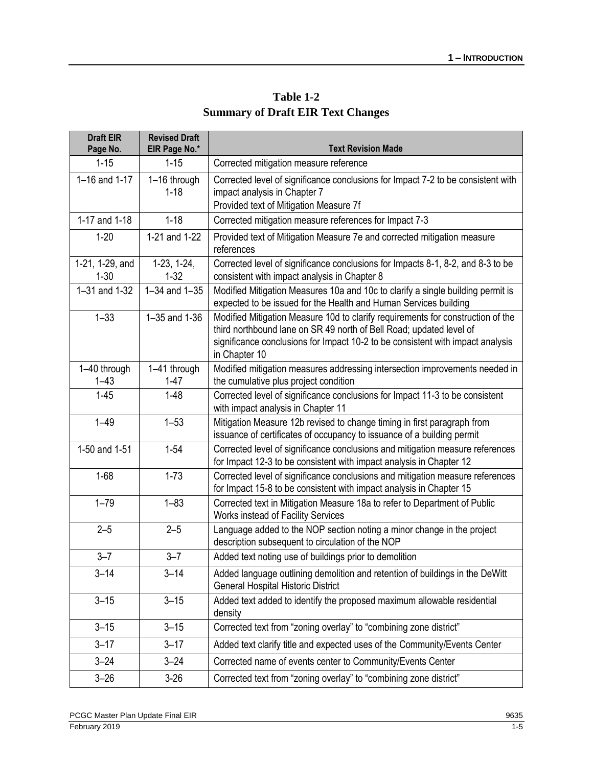**Table 1-2**
**Summary of Draft EIR Text Changes**

| Draft EIR Page No. | Revised Draft EIR Page No.* | Text Revision Made |
|---|---|---|
| 1-15 | 1-15 | Corrected mitigation measure reference |
| 1–16 and 1-17 | 1–16 through 1-18 | Corrected level of significance conclusions for Impact 7-2 to be consistent with impact analysis in Chapter 7<br>Provided text of Mitigation Measure 7f |
| 1-17 and 1-18 | 1-18 | Corrected mitigation measure references for Impact 7-3 |
| 1-20 | 1-21 and 1-22 | Provided text of Mitigation Measure 7e and corrected mitigation measure references |
| 1-21, 1-29, and 1-30 | 1-23, 1-24, 1-32 | Corrected level of significance conclusions for Impacts 8-1, 8-2, and 8-3 to be consistent with impact analysis in Chapter 8 |
| 1–31 and 1-32 | 1–34 and 1–35 | Modified Mitigation Measures 10a and 10c to clarify a single building permit is expected to be issued for the Health and Human Services building |
| 1–33 | 1–35 and 1-36 | Modified Mitigation Measure 10d to clarify requirements for construction of the third northbound lane on SR 49 north of Bell Road; updated level of significance conclusions for Impact 10-2 to be consistent with impact analysis in Chapter 10 |
| 1–40 through 1–43 | 1–41 through 1-47 | Modified mitigation measures addressing intersection improvements needed in the cumulative plus project condition |
| 1-45 | 1-48 | Corrected level of significance conclusions for Impact 11-3 to be consistent with impact analysis in Chapter 11 |
| 1–49 | 1–53 | Mitigation Measure 12b revised to change timing in first paragraph from issuance of certificates of occupancy to issuance of a building permit |
| 1-50 and 1-51 | 1-54 | Corrected level of significance conclusions and mitigation measure references for Impact 12-3 to be consistent with impact analysis in Chapter 12 |
| 1-68 | 1-73 | Corrected level of significance conclusions and mitigation measure references for Impact 15-8 to be consistent with impact analysis in Chapter 15 |
| 1–79 | 1–83 | Corrected text in Mitigation Measure 18a to refer to Department of Public Works instead of Facility Services |
| 2–5 | 2–5 | Language added to the NOP section noting a minor change in the project description subsequent to circulation of the NOP |
| 3–7 | 3–7 | Added text noting use of buildings prior to demolition |
| 3–14 | 3–14 | Added language outlining demolition and retention of buildings in the DeWitt General Hospital Historic District |
| 3–15 | 3–15 | Added text added to identify the proposed maximum allowable residential density |
| 3–15 | 3–15 | Corrected text from "zoning overlay" to "combining zone district" |
| 3–17 | 3–17 | Added text clarify title and expected uses of the Community/Events Center |
| 3–24 | 3–24 | Corrected name of events center to Community/Events Center |
| 3–26 | 3-26 | Corrected text from "zoning overlay" to "combining zone district" |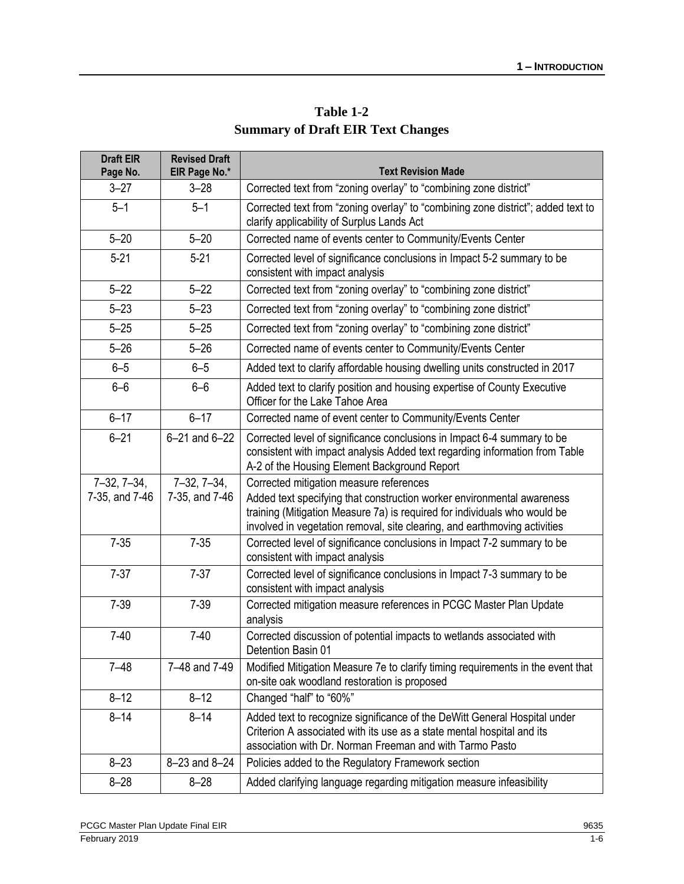**Table 1-2**
**Summary of Draft EIR Text Changes**

| Draft EIR Page No. | Revised Draft EIR Page No.* | Text Revision Made |
|---|---|---|
| 3–27 | 3–28 | Corrected text from "zoning overlay" to "combining zone district" |
| 5–1 | 5–1 | Corrected text from "zoning overlay" to "combining zone district"; added text to clarify applicability of Surplus Lands Act |
| 5–20 | 5–20 | Corrected name of events center to Community/Events Center |
| 5-21 | 5-21 | Corrected level of significance conclusions in Impact 5-2 summary to be consistent with impact analysis |
| 5–22 | 5–22 | Corrected text from "zoning overlay" to "combining zone district" |
| 5–23 | 5–23 | Corrected text from "zoning overlay" to "combining zone district" |
| 5–25 | 5–25 | Corrected text from "zoning overlay" to "combining zone district" |
| 5–26 | 5–26 | Corrected name of events center to Community/Events Center |
| 6–5 | 6–5 | Added text to clarify affordable housing dwelling units constructed in 2017 |
| 6–6 | 6–6 | Added text to clarify position and housing expertise of County Executive Officer for the Lake Tahoe Area |
| 6–17 | 6–17 | Corrected name of event center to Community/Events Center |
| 6–21 | 6–21 and 6–22 | Corrected level of significance conclusions in Impact 6-4 summary to be consistent with impact analysis Added text regarding information from Table A-2 of the Housing Element Background Report |
| 7–32, 7–34, 7-35, and 7-46 | 7–32, 7–34, 7-35, and 7-46 | Corrected mitigation measure references Added text specifying that construction worker environmental awareness training (Mitigation Measure 7a) is required for individuals who would be involved in vegetation removal, site clearing, and earthmoving activities |
| 7-35 | 7-35 | Corrected level of significance conclusions in Impact 7-2 summary to be consistent with impact analysis |
| 7-37 | 7-37 | Corrected level of significance conclusions in Impact 7-3 summary to be consistent with impact analysis |
| 7-39 | 7-39 | Corrected mitigation measure references in PCGC Master Plan Update analysis |
| 7-40 | 7-40 | Corrected discussion of potential impacts to wetlands associated with Detention Basin 01 |
| 7–48 | 7–48 and 7-49 | Modified Mitigation Measure 7e to clarify timing requirements in the event that on-site oak woodland restoration is proposed |
| 8–12 | 8–12 | Changed "half" to "60%" |
| 8–14 | 8–14 | Added text to recognize significance of the DeWitt General Hospital under Criterion A associated with its use as a state mental hospital and its association with Dr. Norman Freeman and with Tarmo Pasto |
| 8–23 | 8–23 and 8–24 | Policies added to the Regulatory Framework section |
| 8–28 | 8–28 | Added clarifying language regarding mitigation measure infeasibility |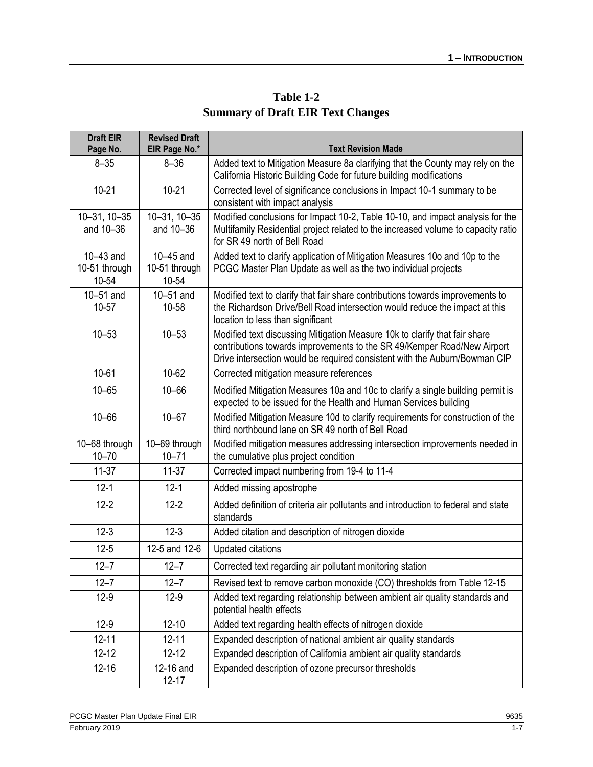**Table 1-2**
**Summary of Draft EIR Text Changes**

| Draft EIR Page No. | Revised Draft EIR Page No.* | Text Revision Made |
|---|---|---|
| 8–35 | 8–36 | Added text to Mitigation Measure 8a clarifying that the County may rely on the California Historic Building Code for future building modifications |
| 10-21 | 10-21 | Corrected level of significance conclusions in Impact 10-1 summary to be consistent with impact analysis |
| 10–31, 10–35 and 10–36 | 10–31, 10–35 and 10–36 | Modified conclusions for Impact 10-2, Table 10-10, and impact analysis for the Multifamily Residential project related to the increased volume to capacity ratio for SR 49 north of Bell Road |
| 10–43 and 10-51 through 10-54 | 10–45 and 10-51 through 10-54 | Added text to clarify application of Mitigation Measures 10o and 10p to the PCGC Master Plan Update as well as the two individual projects |
| 10–51 and 10-57 | 10–51 and 10-58 | Modified text to clarify that fair share contributions towards improvements to the Richardson Drive/Bell Road intersection would reduce the impact at this location to less than significant |
| 10–53 | 10–53 | Modified text discussing Mitigation Measure 10k to clarify that fair share contributions towards improvements to the SR 49/Kemper Road/New Airport Drive intersection would be required consistent with the Auburn/Bowman CIP |
| 10-61 | 10-62 | Corrected mitigation measure references |
| 10–65 | 10–66 | Modified Mitigation Measures 10a and 10c to clarify a single building permit is expected to be issued for the Health and Human Services building |
| 10–66 | 10–67 | Modified Mitigation Measure 10d to clarify requirements for construction of the third northbound lane on SR 49 north of Bell Road |
| 10–68 through 10–70 | 10–69 through 10–71 | Modified mitigation measures addressing intersection improvements needed in the cumulative plus project condition |
| 11-37 | 11-37 | Corrected impact numbering from 19-4 to 11-4 |
| 12-1 | 12-1 | Added missing apostrophe |
| 12-2 | 12-2 | Added definition of criteria air pollutants and introduction to federal and state standards |
| 12-3 | 12-3 | Added citation and description of nitrogen dioxide |
| 12-5 | 12-5 and 12-6 | Updated citations |
| 12–7 | 12–7 | Corrected text regarding air pollutant monitoring station |
| 12–7 | 12–7 | Revised text to remove carbon monoxide (CO) thresholds from Table 12-15 |
| 12-9 | 12-9 | Added text regarding relationship between ambient air quality standards and potential health effects |
| 12-9 | 12-10 | Added text regarding health effects of nitrogen dioxide |
| 12-11 | 12-11 | Expanded description of national ambient air quality standards |
| 12-12 | 12-12 | Expanded description of California ambient air quality standards |
| 12-16 | 12-16 and 12-17 | Expanded description of ozone precursor thresholds |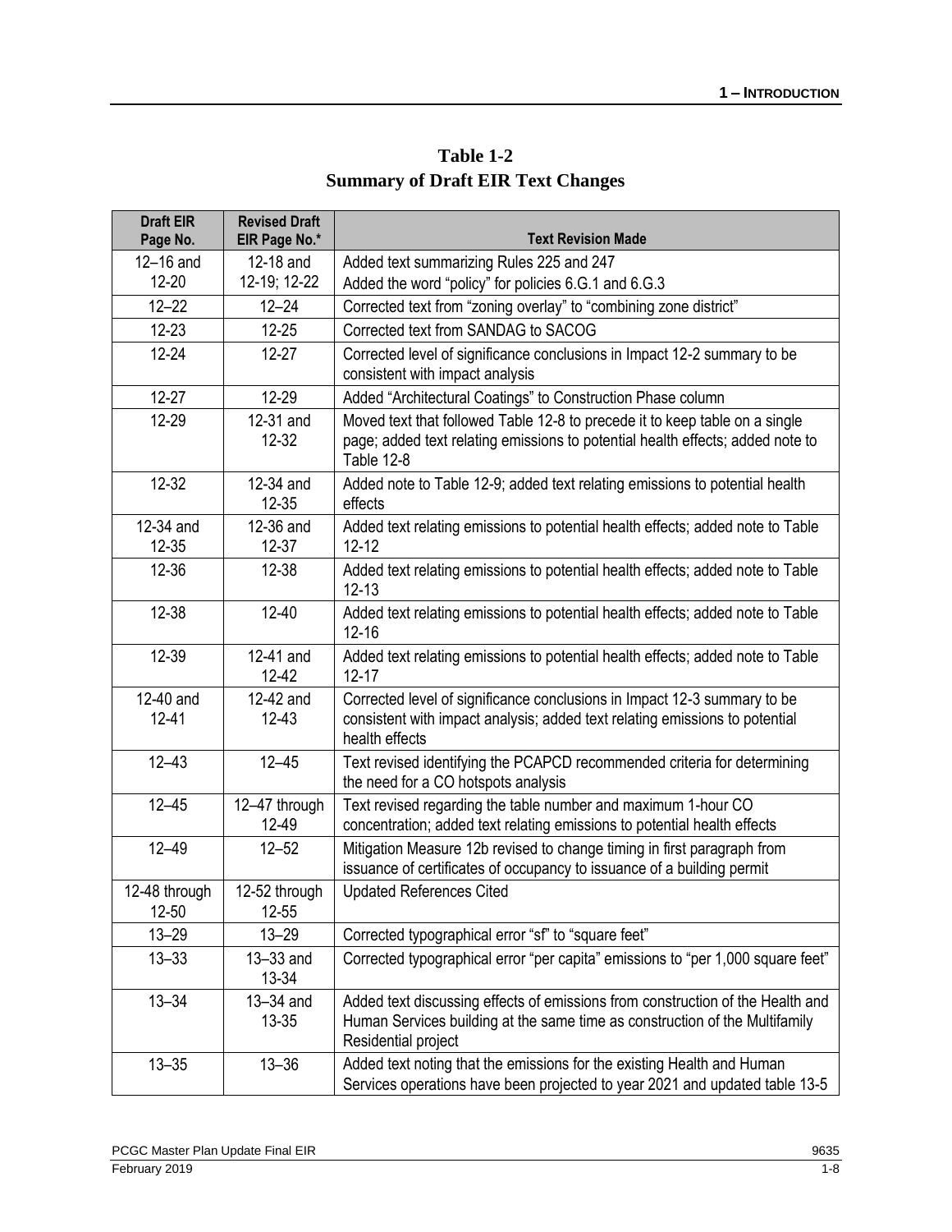**Table 1-2**
**Summary of Draft EIR Text Changes**

| Draft EIR Page No. | Revised Draft EIR Page No.* | Text Revision Made |
|---|---|---|
| 12–16 and 12-20 | 12-18 and 12-19; 12-22 | Added text summarizing Rules 225 and 247<br>Added the word "policy" for policies 6.G.1 and 6.G.3 |
| 12–22 | 12–24 | Corrected text from "zoning overlay" to "combining zone district" |
| 12-23 | 12-25 | Corrected text from SANDAG to SACOG |
| 12-24 | 12-27 | Corrected level of significance conclusions in Impact 12-2 summary to be consistent with impact analysis |
| 12-27 | 12-29 | Added "Architectural Coatings" to Construction Phase column |
| 12-29 | 12-31 and 12-32 | Moved text that followed Table 12-8 to precede it to keep table on a single page; added text relating emissions to potential health effects; added note to Table 12-8 |
| 12-32 | 12-34 and 12-35 | Added note to Table 12-9; added text relating emissions to potential health effects |
| 12-34 and 12-35 | 12-36 and 12-37 | Added text relating emissions to potential health effects; added note to Table 12-12 |
| 12-36 | 12-38 | Added text relating emissions to potential health effects; added note to Table 12-13 |
| 12-38 | 12-40 | Added text relating emissions to potential health effects; added note to Table 12-16 |
| 12-39 | 12-41 and 12-42 | Added text relating emissions to potential health effects; added note to Table 12-17 |
| 12-40 and 12-41 | 12-42 and 12-43 | Corrected level of significance conclusions in Impact 12-3 summary to be consistent with impact analysis; added text relating emissions to potential health effects |
| 12–43 | 12–45 | Text revised identifying the PCAPCD recommended criteria for determining the need for a CO hotspots analysis |
| 12–45 | 12–47 through 12-49 | Text revised regarding the table number and maximum 1-hour CO concentration; added text relating emissions to potential health effects |
| 12–49 | 12–52 | Mitigation Measure 12b revised to change timing in first paragraph from issuance of certificates of occupancy to issuance of a building permit |
| 12-48 through 12-50 | 12-52 through 12-55 | Updated References Cited |
| 13–29 | 13–29 | Corrected typographical error "sf" to "square feet" |
| 13–33 | 13–33 and 13-34 | Corrected typographical error "per capita" emissions to "per 1,000 square feet" |
| 13–34 | 13–34 and 13-35 | Added text discussing effects of emissions from construction of the Health and Human Services building at the same time as construction of the Multifamily Residential project |
| 13–35 | 13–36 | Added text noting that the emissions for the existing Health and Human Services operations have been projected to year 2021 and updated table 13-5 |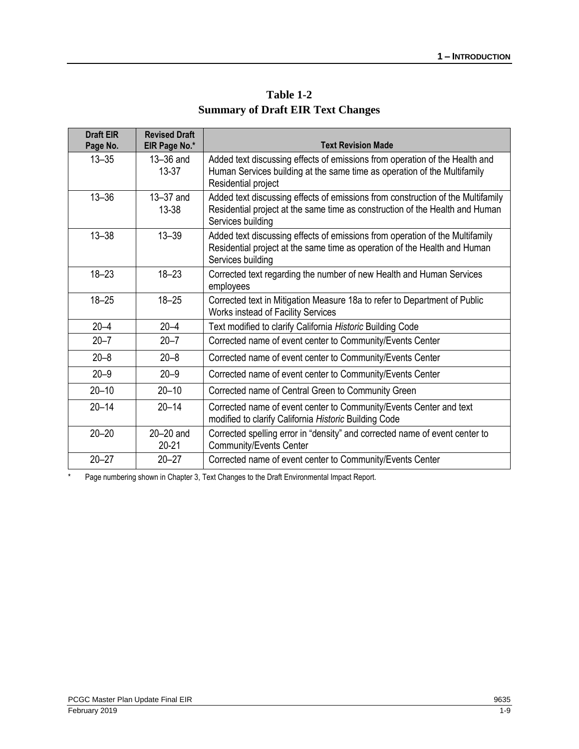**Table 1-2**
**Summary of Draft EIR Text Changes**

| Draft EIR Page No. | Revised Draft EIR Page No.* | Text Revision Made |
|---|---|---|
| 13–35 | 13–36 and 13-37 | Added text discussing effects of emissions from operation of the Health and Human Services building at the same time as operation of the Multifamily Residential project |
| 13–36 | 13–37 and 13-38 | Added text discussing effects of emissions from construction of the Multifamily Residential project at the same time as construction of the Health and Human Services building |
| 13–38 | 13–39 | Added text discussing effects of emissions from operation of the Multifamily Residential project at the same time as operation of the Health and Human Services building |
| 18–23 | 18–23 | Corrected text regarding the number of new Health and Human Services employees |
| 18–25 | 18–25 | Corrected text in Mitigation Measure 18a to refer to Department of Public Works instead of Facility Services |
| 20–4 | 20–4 | Text modified to clarify California *Historic* Building Code |
| 20–7 | 20–7 | Corrected name of event center to Community/Events Center |
| 20–8 | 20–8 | Corrected name of event center to Community/Events Center |
| 20–9 | 20–9 | Corrected name of event center to Community/Events Center |
| 20–10 | 20–10 | Corrected name of Central Green to Community Green |
| 20–14 | 20–14 | Corrected name of event center to Community/Events Center and text modified to clarify California *Historic* Building Code |
| 20–20 | 20–20 and 20-21 | Corrected spelling error in "density" and corrected name of event center to Community/Events Center |
| 20–27 | 20–27 | Corrected name of event center to Community/Events Center |

\* Page numbering shown in Chapter 3, Text Changes to the Draft Environmental Impact Report.